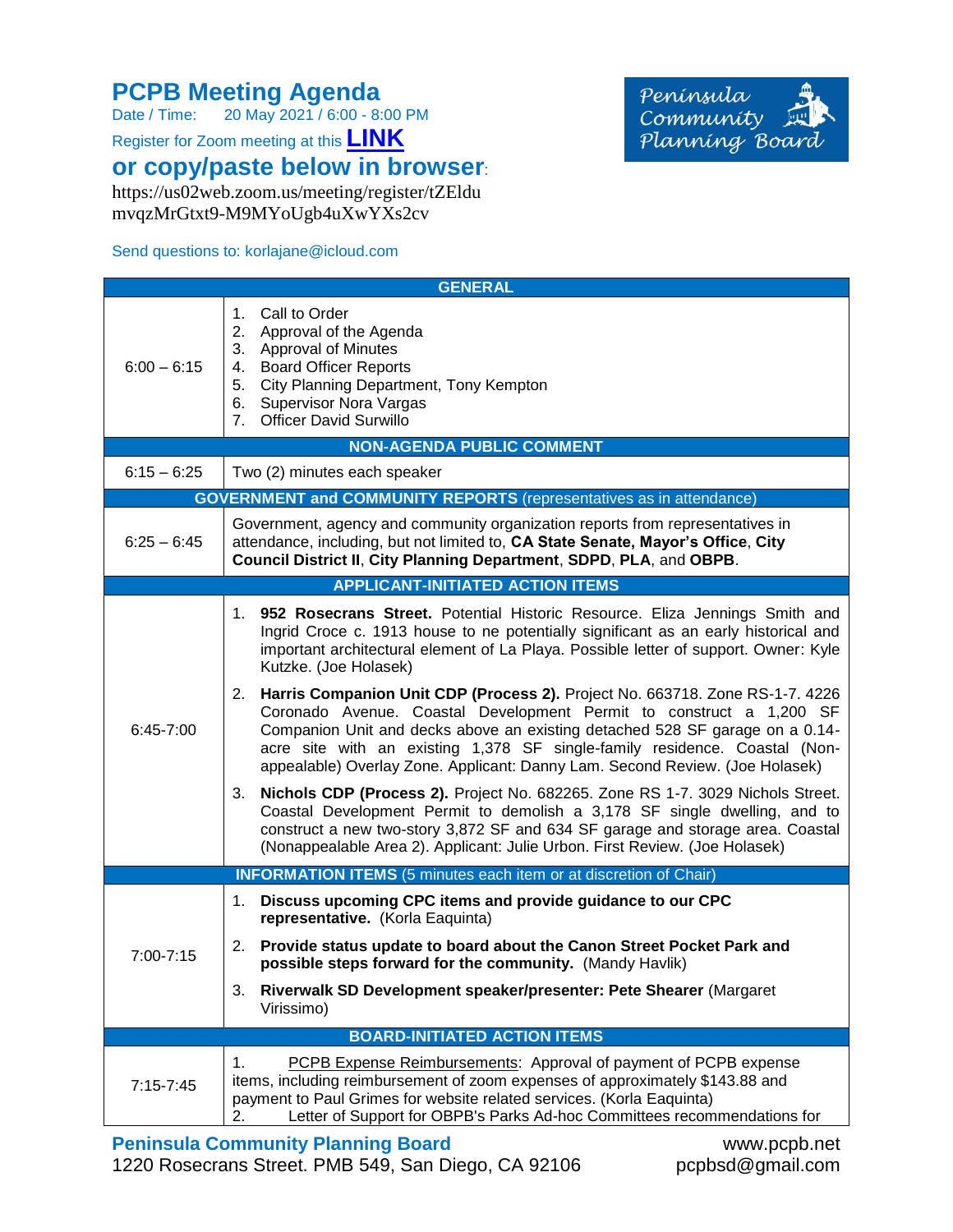# PCPB Meeting Agenda

Date / Time: 20 May 2021 / 6:00 - 8:00 PM

Register for Zoom meeting at this **LINK**

## or copy/paste below in browser:

https://us02web.zoom.us/meeting/register/tZEldumvqzMrGtxt9-M9MYoUgb4uXwYXs2cv

Send questions to: korlajane@icloud.com

Peninsula Community Planning Board

| GENERAL | |
|---|---|
| 6:00 – 6:15 | 1. Call to Order<br>2. Approval of the Agenda<br>3. Approval of Minutes<br>4. Board Officer Reports<br>5. City Planning Department, Tony Kempton<br>6. Supervisor Nora Vargas<br>7. Officer David Surwillo |
| **NON-AGENDA PUBLIC COMMENT** | |
| 6:15 – 6:25 | Two (2) minutes each speaker |
| **GOVERNMENT and COMMUNITY REPORTS** (representatives as in attendance) | |
| 6:25 – 6:45 | Government, agency and community organization reports from representatives in attendance, including, but not limited to, **CA State Senate, Mayor's Office**, **City Council District II**, **City Planning Department**, **SDPD**, **PLA**, and **OBPB**. |
| **APPLICANT-INITIATED ACTION ITEMS** | |
| 6:45-7:00 | 1. **952 Rosecrans Street.** Potential Historic Resource. Eliza Jennings Smith and Ingrid Croce c. 1913 house to ne potentially significant as an early historical and important architectural element of La Playa. Possible letter of support. Owner: Kyle Kutzke. (Joe Holasek)<br>2. **Harris Companion Unit CDP (Process 2).** Project No. 663718. Zone RS-1-7. 4226 Coronado Avenue. Coastal Development Permit to construct a 1,200 SF Companion Unit and decks above an existing detached 528 SF garage on a 0.14-acre site with an existing 1,378 SF single-family residence. Coastal (Non-appealable) Overlay Zone. Applicant: Danny Lam. Second Review. (Joe Holasek)<br>3. **Nichols CDP (Process 2).** Project No. 682265. Zone RS 1-7. 3029 Nichols Street. Coastal Development Permit to demolish a 3,178 SF single dwelling, and to construct a new two-story 3,872 SF and 634 SF garage and storage area. Coastal (Nonappealable Area 2). Applicant: Julie Urbon. First Review. (Joe Holasek) |
| **INFORMATION ITEMS** (5 minutes each item or at discretion of Chair) | |
| 7:00-7:15 | 1. **Discuss upcoming CPC items and provide guidance to our CPC representative.** (Korla Eaquinta)<br>2. **Provide status update to board about the Canon Street Pocket Park and possible steps forward for the community.** (Mandy Havlik)<br>3. **Riverwalk SD Development speaker/presenter: Pete Shearer** (Margaret Virissimo) |
| **BOARD-INITIATED ACTION ITEMS** | |
| 7:15-7:45 | 1. PCPB Expense Reimbursements: Approval of payment of PCPB expense items, including reimbursement of zoom expenses of approximately $143.88 and payment to Paul Grimes for website related services. (Korla Eaquinta)<br>2. Letter of Support for OBPB's Parks Ad-hoc Committees recommendations for |

**Peninsula Community Planning Board**
1220 Rosecrans Street. PMB 549, San Diego, CA 92106
www.pcpb.net
pcpbsd@gmail.com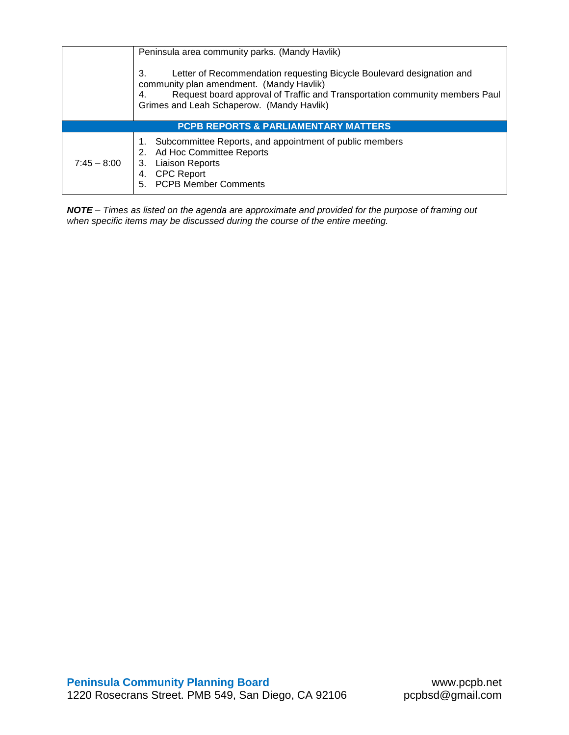| | |
|---|---|
| | Peninsula area community parks. (Mandy Havlik)<br><br>3. Letter of Recommendation requesting Bicycle Boulevard designation and community plan amendment. (Mandy Havlik)<br>4. Request board approval of Traffic and Transportation community members Paul Grimes and Leah Schaperow. (Mandy Havlik) |
| **PCPB REPORTS & PARLIAMENTARY MATTERS** | |
| 7:45 – 8:00 | 1. Subcommittee Reports, and appointment of public members<br>2. Ad Hoc Committee Reports<br>3. Liaison Reports<br>4. CPC Report<br>5. PCPB Member Comments |

***NOTE*** *– Times as listed on the agenda are approximate and provided for the purpose of framing out when specific items may be discussed during the course of the entire meeting.*

**Peninsula Community Planning Board**
1220 Rosecrans Street. PMB 549, San Diego, CA 92106
www.pcpb.net
pcpbsd@gmail.com